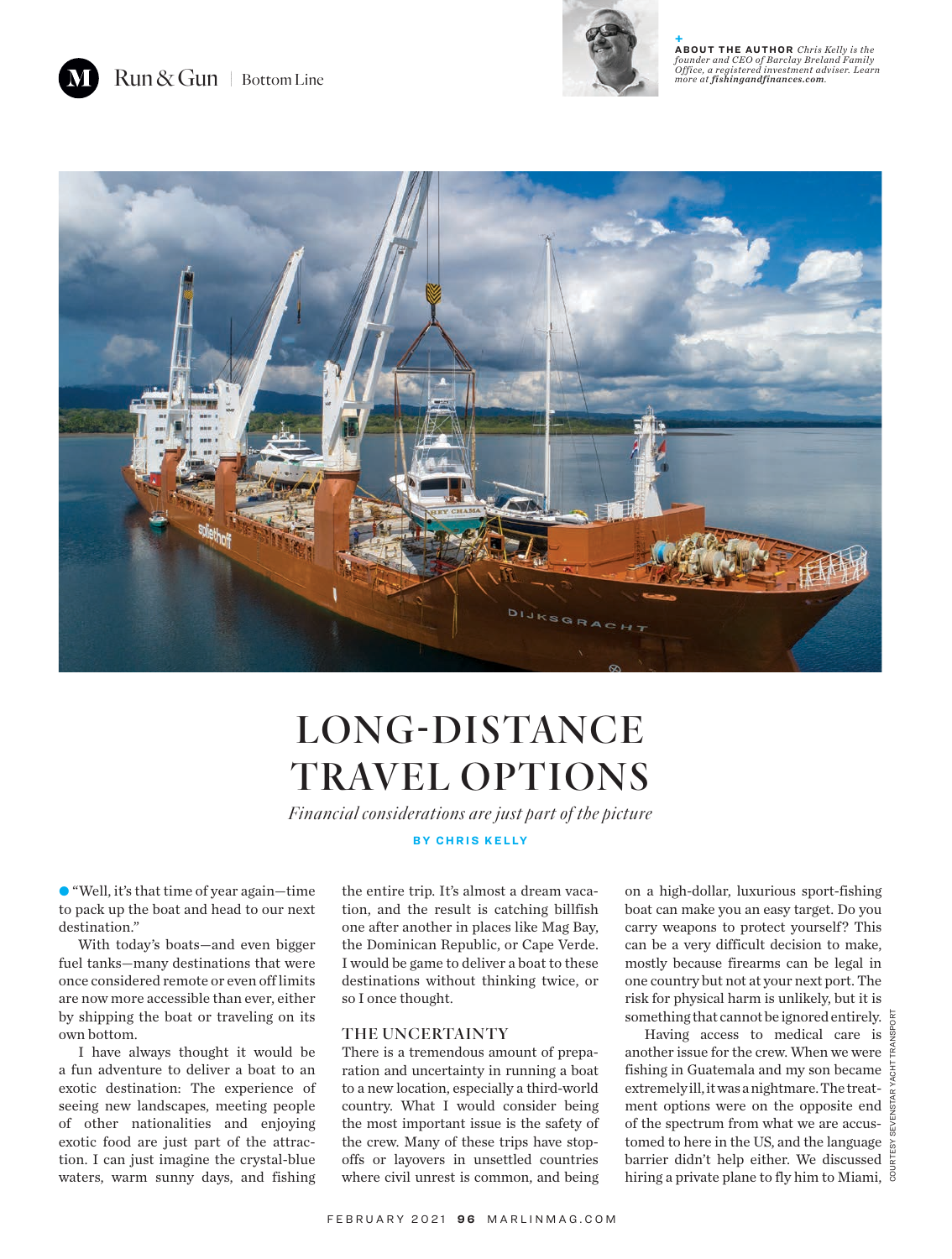**ABOUT THE AUTHOR** *Chris Kelly is the founder and CEO of Barclay Breland Family Office, a registered investment adviser. Learn more at **fishingandfinances.com**.*

COURTESY SEVENSTAR YACHT TRANSPORT

# LONG-DISTANCE TRAVEL OPTIONS

*Financial considerations are just part of the picture*

**BY CHRIS KELLY**

"Well, it's that time of year again—time to pack up the boat and head to our next destination."

With today's boats—and even bigger fuel tanks—many destinations that were once considered remote or even off limits are now more accessible than ever, either by shipping the boat or traveling on its own bottom.

I have always thought it would be a fun adventure to deliver a boat to an exotic destination: The experience of seeing new landscapes, meeting people of other nationalities and enjoying exotic food are just part of the attraction. I can just imagine the crystal-blue waters, warm sunny days, and fishing the entire trip. It's almost a dream vacation, and the result is catching billfish one after another in places like Mag Bay, the Dominican Republic, or Cape Verde. I would be game to deliver a boat to these destinations without thinking twice, or so I once thought.

## THE UNCERTAINTY

There is a tremendous amount of preparation and uncertainty in running a boat to a new location, especially a third-world country. What I would consider being the most important issue is the safety of the crew. Many of these trips have stopoffs or layovers in unsettled countries where civil unrest is common, and being on a high-dollar, luxurious sport-fishing boat can make you an easy target. Do you carry weapons to protect yourself? This can be a very difficult decision to make, mostly because firearms can be legal in one country but not at your next port. The risk for physical harm is unlikely, but it is something that cannot be ignored entirely.

Having access to medical care is another issue for the crew. When we were fishing in Guatemala and my son became extremely ill, it was a nightmare. The treatment options were on the opposite end of the spectrum from what we are accustomed to here in the US, and the language barrier didn't help either. We discussed hiring a private plane to fly him to Miami,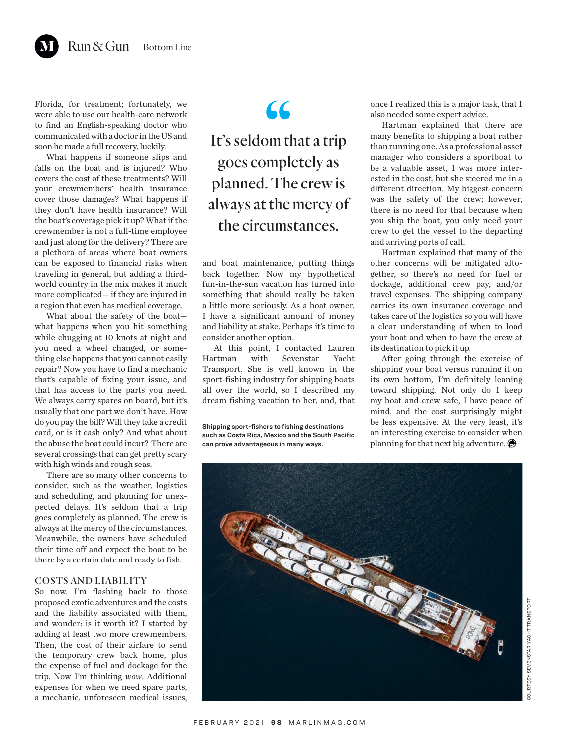Florida, for treatment; fortunately, we were able to use our health-care network to find an English-speaking doctor who communicated with a doctor in the US and soon he made a full recovery, luckily.

What happens if someone slips and falls on the boat and is injured? Who covers the cost of these treatments? Will your crewmembers' health insurance cover those damages? What happens if they don't have health insurance? Will the boat's coverage pick it up? What if the crewmember is not a full-time employee and just along for the delivery? There are a plethora of areas where boat owners can be exposed to financial risks when traveling in general, but adding a third-world country in the mix makes it much more complicated— if they are injured in a region that even has medical coverage.

What about the safety of the boat—what happens when you hit something while chugging at 10 knots at night and you need a wheel changed, or something else happens that you cannot easily repair? Now you have to find a mechanic that's capable of fixing your issue, and that has access to the parts you need. We always carry spares on board, but it's usually that one part we don't have. How do you pay the bill? Will they take a credit card, or is it cash only? And what about the abuse the boat could incur? There are several crossings that can get pretty scary with high winds and rough seas.

There are so many other concerns to consider, such as the weather, logistics and scheduling, and planning for unexpected delays. It's seldom that a trip goes completely as planned. The crew is always at the mercy of the circumstances. Meanwhile, the owners have scheduled their time off and expect the boat to be there by a certain date and ready to fish.

> It's seldom that a trip goes completely as planned. The crew is always at the mercy of the circumstances.

## COSTS AND LIABILITY

So now, I'm flashing back to those proposed exotic adventures and the costs and the liability associated with them, and wonder: is it worth it? I started by adding at least two more crewmembers. Then, the cost of their airfare to send the temporary crew back home, plus the expense of fuel and dockage for the trip. Now I'm thinking *wow*. Additional expenses for when we need spare parts, a mechanic, unforeseen medical issues, and boat maintenance, putting things back together. Now my hypothetical fun-in-the-sun vacation has turned into something that should really be taken a little more seriously. As a boat owner, I have a significant amount of money and liability at stake. Perhaps it's time to consider another option.

At this point, I contacted Lauren Hartman with Sevenstar Yacht Transport. She is well known in the sport-fishing industry for shipping boats all over the world, so I described my dream fishing vacation to her, and, that once I realized this is a major task, that I also needed some expert advice.

Hartman explained that there are many benefits to shipping a boat rather than running one. As a professional asset manager who considers a sportboat to be a valuable asset, I was more interested in the cost, but she steered me in a different direction. My biggest concern was the safety of the crew; however, there is no need for that because when you ship the boat, you only need your crew to get the vessel to the departing and arriving ports of call.

Hartman explained that many of the other concerns will be mitigated altogether, so there's no need for fuel or dockage, additional crew pay, and/or travel expenses. The shipping company carries its own insurance coverage and takes care of the logistics so you will have a clear understanding of when to load your boat and when to have the crew at its destination to pick it up.

After going through the exercise of shipping your boat versus running it on its own bottom, I'm definitely leaning toward shipping. Not only do I keep my boat and crew safe, I have peace of mind, and the cost surprisingly might be less expensive. At the very least, it's an interesting exercise to consider when planning for that next big adventure.

**Shipping sport-fishers to fishing destinations such as Costa Rica, Mexico and the South Pacific can prove advantageous in many ways.**

COURTESY SEVENSTAR YACHT TRANSPORT